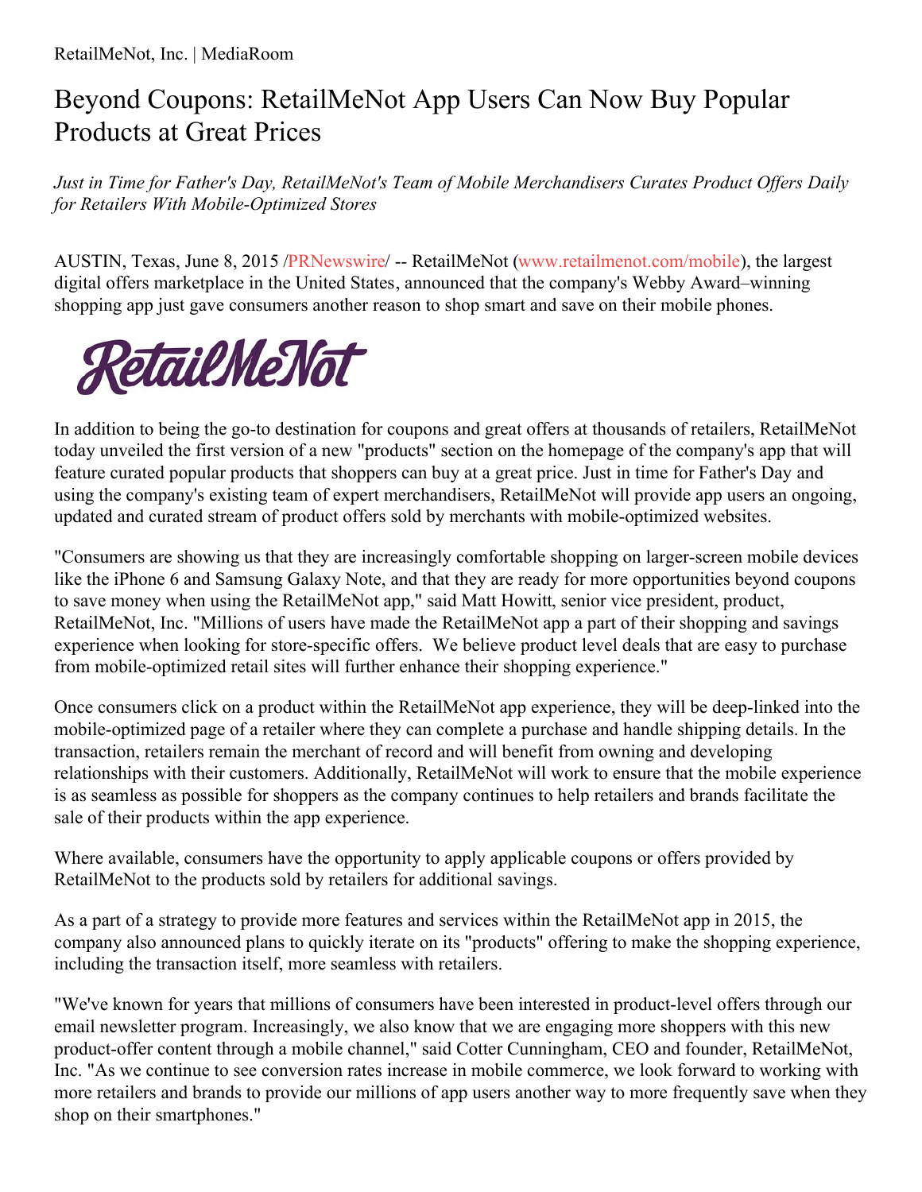RetailMeNot, Inc. | MediaRoom

# Beyond Coupons: RetailMeNot App Users Can Now Buy Popular Products at Great Prices

*Just in Time for Father's Day, RetailMeNot's Team of Mobile Merchandisers Curates Product Offers Daily for Retailers With Mobile-Optimized Stores*

AUSTIN, Texas, June 8, 2015 /PRNewswire/ -- RetailMeNot (www.retailmenot.com/mobile), the largest digital offers marketplace in the United States, announced that the company's Webby Award–winning shopping app just gave consumers another reason to shop smart and save on their mobile phones.

RetailMeNot

In addition to being the go-to destination for coupons and great offers at thousands of retailers, RetailMeNot today unveiled the first version of a new "products" section on the homepage of the company's app that will feature curated popular products that shoppers can buy at a great price. Just in time for Father's Day and using the company's existing team of expert merchandisers, RetailMeNot will provide app users an ongoing, updated and curated stream of product offers sold by merchants with mobile-optimized websites.

"Consumers are showing us that they are increasingly comfortable shopping on larger-screen mobile devices like the iPhone 6 and Samsung Galaxy Note, and that they are ready for more opportunities beyond coupons to save money when using the RetailMeNot app," said Matt Howitt, senior vice president, product, RetailMeNot, Inc. "Millions of users have made the RetailMeNot app a part of their shopping and savings experience when looking for store-specific offers. We believe product level deals that are easy to purchase from mobile-optimized retail sites will further enhance their shopping experience."

Once consumers click on a product within the RetailMeNot app experience, they will be deep-linked into the mobile-optimized page of a retailer where they can complete a purchase and handle shipping details. In the transaction, retailers remain the merchant of record and will benefit from owning and developing relationships with their customers. Additionally, RetailMeNot will work to ensure that the mobile experience is as seamless as possible for shoppers as the company continues to help retailers and brands facilitate the sale of their products within the app experience.

Where available, consumers have the opportunity to apply applicable coupons or offers provided by RetailMeNot to the products sold by retailers for additional savings.

As a part of a strategy to provide more features and services within the RetailMeNot app in 2015, the company also announced plans to quickly iterate on its "products" offering to make the shopping experience, including the transaction itself, more seamless with retailers.

"We've known for years that millions of consumers have been interested in product-level offers through our email newsletter program. Increasingly, we also know that we are engaging more shoppers with this new product-offer content through a mobile channel," said Cotter Cunningham, CEO and founder, RetailMeNot, Inc. "As we continue to see conversion rates increase in mobile commerce, we look forward to working with more retailers and brands to provide our millions of app users another way to more frequently save when they shop on their smartphones."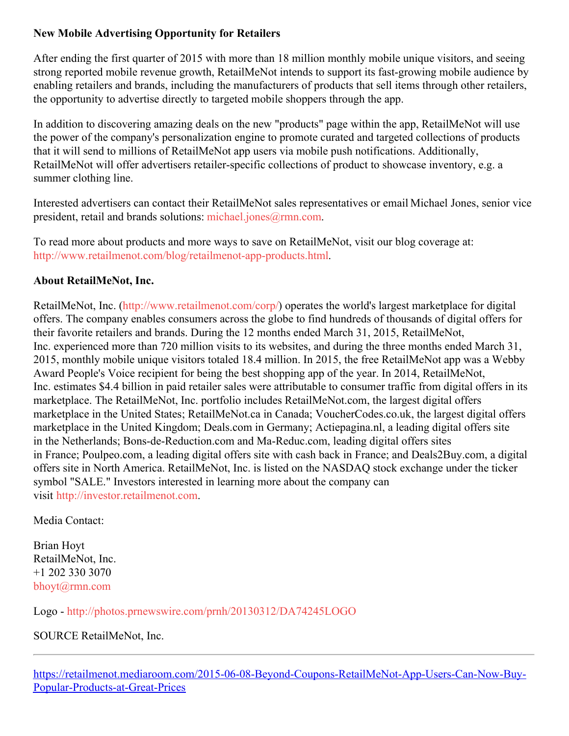**New Mobile Advertising Opportunity for Retailers**

After ending the first quarter of 2015 with more than 18 million monthly mobile unique visitors, and seeing strong reported mobile revenue growth, RetailMeNot intends to support its fast-growing mobile audience by enabling retailers and brands, including the manufacturers of products that sell items through other retailers, the opportunity to advertise directly to targeted mobile shoppers through the app.

In addition to discovering amazing deals on the new "products" page within the app, RetailMeNot will use the power of the company's personalization engine to promote curated and targeted collections of products that it will send to millions of RetailMeNot app users via mobile push notifications. Additionally, RetailMeNot will offer advertisers retailer-specific collections of product to showcase inventory, e.g. a summer clothing line.

Interested advertisers can contact their RetailMeNot sales representatives or email Michael Jones, senior vice president, retail and brands solutions: michael.jones@rmn.com.

To read more about products and more ways to save on RetailMeNot, visit our blog coverage at: http://www.retailmenot.com/blog/retailmenot-app-products.html.

**About RetailMeNot, Inc.**

RetailMeNot, Inc. (http://www.retailmenot.com/corp/) operates the world's largest marketplace for digital offers. The company enables consumers across the globe to find hundreds of thousands of digital offers for their favorite retailers and brands. During the 12 months ended March 31, 2015, RetailMeNot, Inc. experienced more than 720 million visits to its websites, and during the three months ended March 31, 2015, monthly mobile unique visitors totaled 18.4 million. In 2015, the free RetailMeNot app was a Webby Award People's Voice recipient for being the best shopping app of the year. In 2014, RetailMeNot, Inc. estimates $4.4 billion in paid retailer sales were attributable to consumer traffic from digital offers in its marketplace. The RetailMeNot, Inc. portfolio includes RetailMeNot.com, the largest digital offers marketplace in the United States; RetailMeNot.ca in Canada; VoucherCodes.co.uk, the largest digital offers marketplace in the United Kingdom; Deals.com in Germany; Actiepagina.nl, a leading digital offers site in the Netherlands; Bons-de-Reduction.com and Ma-Reduc.com, leading digital offers sites in France; Poulpeo.com, a leading digital offers site with cash back in France; and Deals2Buy.com, a digital offers site in North America. RetailMeNot, Inc. is listed on the NASDAQ stock exchange under the ticker symbol "SALE." Investors interested in learning more about the company can visit http://investor.retailmenot.com.

Media Contact:

Brian Hoyt
RetailMeNot, Inc.
+1 202 330 3070
bhoyt@rmn.com

Logo - http://photos.prnewswire.com/prnh/20130312/DA74245LOGO

SOURCE RetailMeNot, Inc.

---

https://retailmenot.mediaroom.com/2015-06-08-Beyond-Coupons-RetailMeNot-App-Users-Can-Now-Buy-Popular-Products-at-Great-Prices